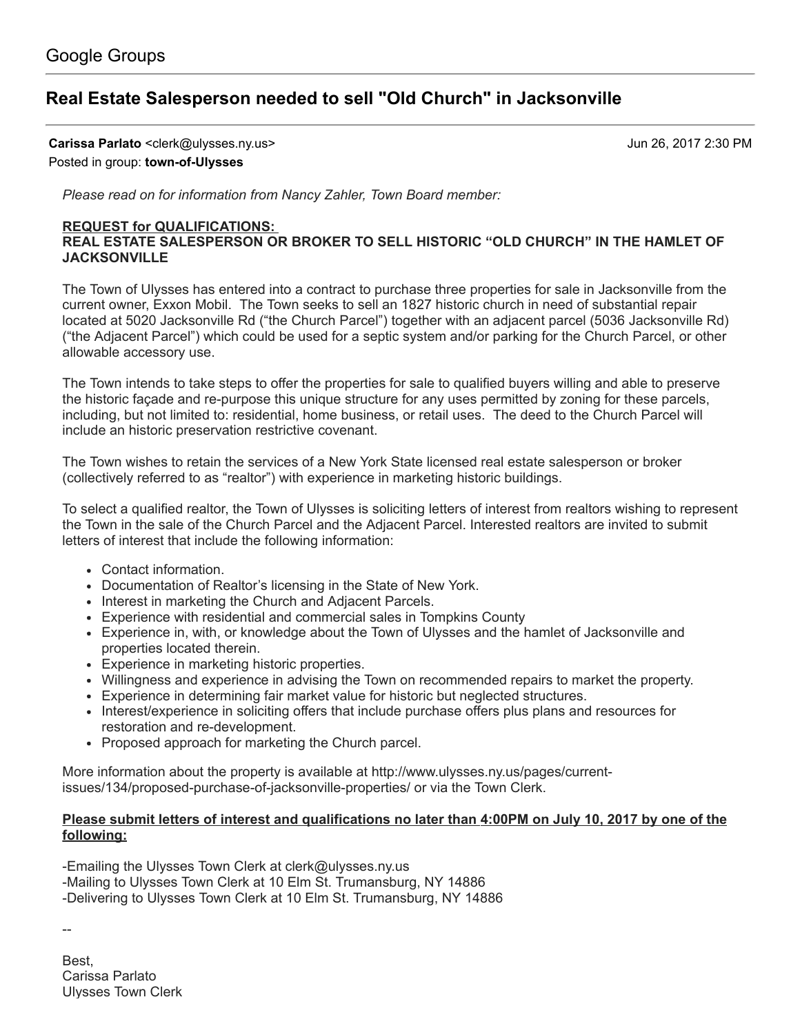Google Groups

# Real Estate Salesperson needed to sell "Old Church" in Jacksonville

**Carissa Parlato** <clerk@ulysses.ny.us> Jun 26, 2017 2:30 PM
Posted in group: **town-of-Ulysses**

*Please read on for information from Nancy Zahler, Town Board member:*

**REQUEST for QUALIFICATIONS:**
**REAL ESTATE SALESPERSON OR BROKER TO SELL HISTORIC "OLD CHURCH" IN THE HAMLET OF JACKSONVILLE**

The Town of Ulysses has entered into a contract to purchase three properties for sale in Jacksonville from the current owner, Exxon Mobil. The Town seeks to sell an 1827 historic church in need of substantial repair located at 5020 Jacksonville Rd ("the Church Parcel") together with an adjacent parcel (5036 Jacksonville Rd) ("the Adjacent Parcel") which could be used for a septic system and/or parking for the Church Parcel, or other allowable accessory use.

The Town intends to take steps to offer the properties for sale to qualified buyers willing and able to preserve the historic façade and re-purpose this unique structure for any uses permitted by zoning for these parcels, including, but not limited to: residential, home business, or retail uses. The deed to the Church Parcel will include an historic preservation restrictive covenant.

The Town wishes to retain the services of a New York State licensed real estate salesperson or broker (collectively referred to as "realtor") with experience in marketing historic buildings.

To select a qualified realtor, the Town of Ulysses is soliciting letters of interest from realtors wishing to represent the Town in the sale of the Church Parcel and the Adjacent Parcel. Interested realtors are invited to submit letters of interest that include the following information:

- Contact information.
- Documentation of Realtor's licensing in the State of New York.
- Interest in marketing the Church and Adjacent Parcels.
- Experience with residential and commercial sales in Tompkins County
- Experience in, with, or knowledge about the Town of Ulysses and the hamlet of Jacksonville and properties located therein.
- Experience in marketing historic properties.
- Willingness and experience in advising the Town on recommended repairs to market the property.
- Experience in determining fair market value for historic but neglected structures.
- Interest/experience in soliciting offers that include purchase offers plus plans and resources for restoration and re-development.
- Proposed approach for marketing the Church parcel.

More information about the property is available at http://www.ulysses.ny.us/pages/current-issues/134/proposed-purchase-of-jacksonville-properties/ or via the Town Clerk.

**Please submit letters of interest and qualifications no later than 4:00PM on July 10, 2017 by one of the following:**

-Emailing the Ulysses Town Clerk at clerk@ulysses.ny.us
-Mailing to Ulysses Town Clerk at 10 Elm St. Trumansburg, NY 14886
-Delivering to Ulysses Town Clerk at 10 Elm St. Trumansburg, NY 14886

--

Best,
Carissa Parlato
Ulysses Town Clerk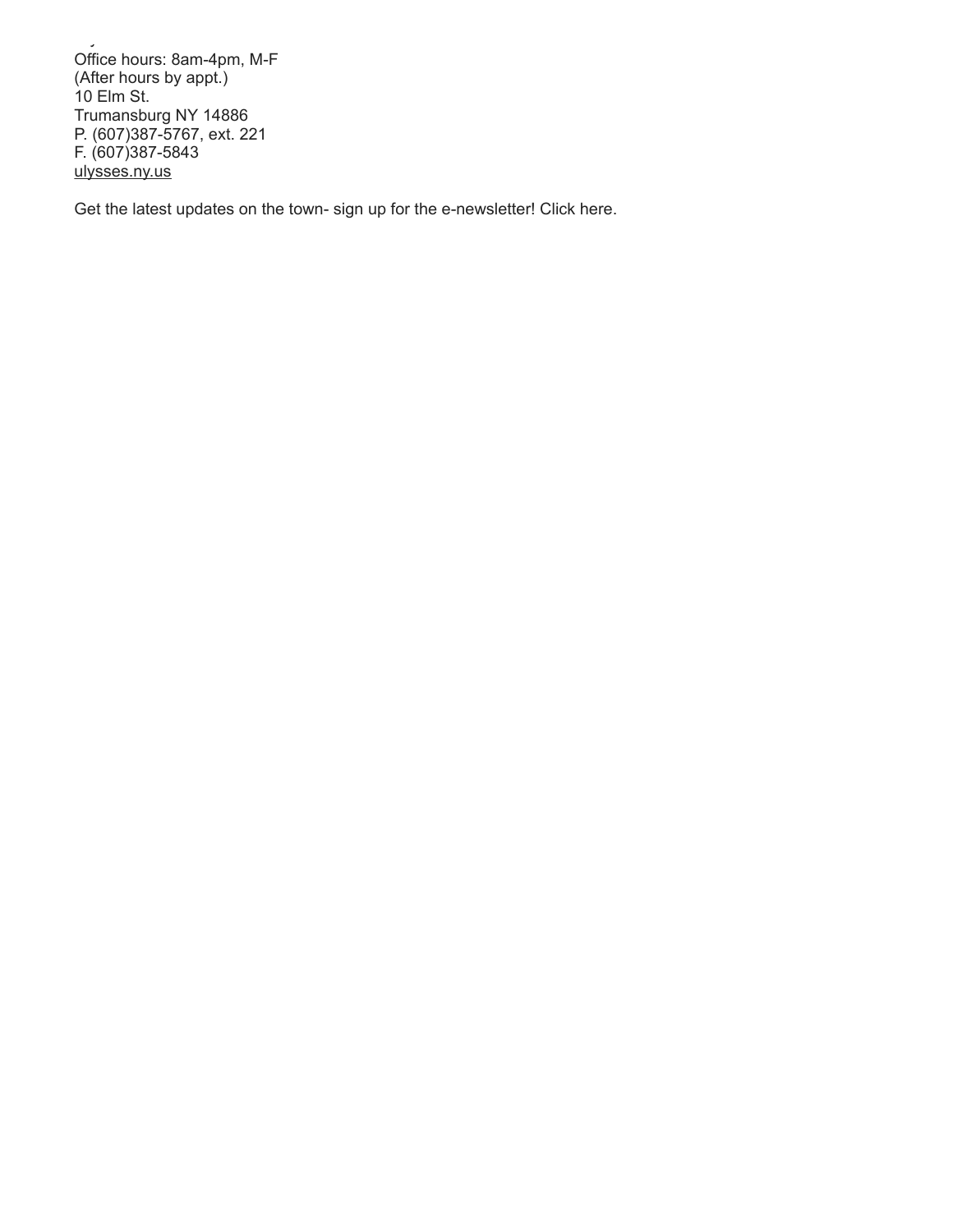Office hours: 8am-4pm, M-F
(After hours by appt.)
10 Elm St.
Trumansburg NY 14886
P. (607)387-5767, ext. 221
F. (607)387-5843
ulysses.ny.us

Get the latest updates on the town- sign up for the e-newsletter! Click here.